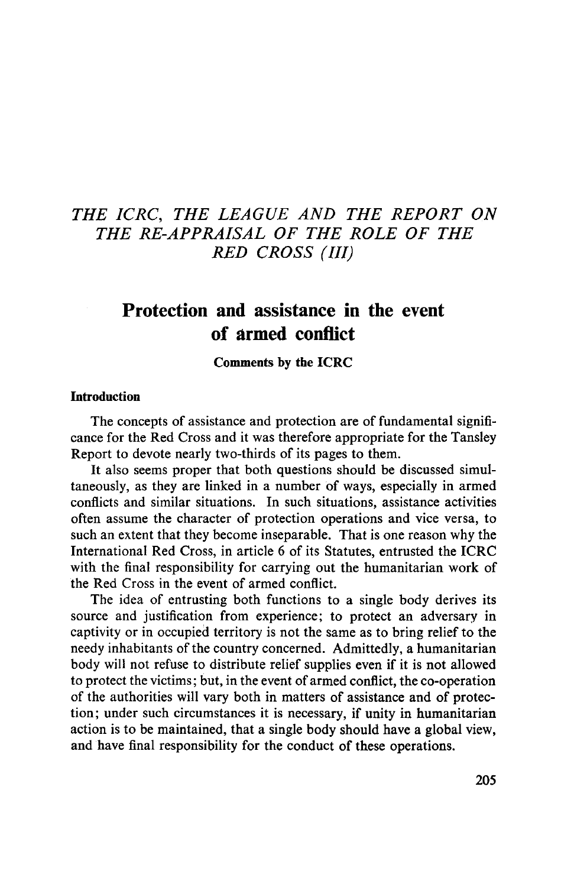*THE ICRC, THE LEAGUE AND THE REPORT ON THE RE-APPRAISAL OF THE ROLE OF THE RED CROSS (III)*

# Protection and assistance in the event of armed conflict

**Comments by the ICRC**

## Introduction

The concepts of assistance and protection are of fundamental significance for the Red Cross and it was therefore appropriate for the Tansley Report to devote nearly two-thirds of its pages to them.

It also seems proper that both questions should be discussed simultaneously, as they are linked in a number of ways, especially in armed conflicts and similar situations. In such situations, assistance activities often assume the character of protection operations and vice versa, to such an extent that they become inseparable. That is one reason why the International Red Cross, in article 6 of its Statutes, entrusted the ICRC with the final responsibility for carrying out the humanitarian work of the Red Cross in the event of armed conflict.

The idea of entrusting both functions to a single body derives its source and justification from experience; to protect an adversary in captivity or in occupied territory is not the same as to bring relief to the needy inhabitants of the country concerned. Admittedly, a humanitarian body will not refuse to distribute relief supplies even if it is not allowed to protect the victims; but, in the event of armed conflict, the co-operation of the authorities will vary both in matters of assistance and of protection; under such circumstances it is necessary, if unity in humanitarian action is to be maintained, that a single body should have a global view, and have final responsibility for the conduct of these operations.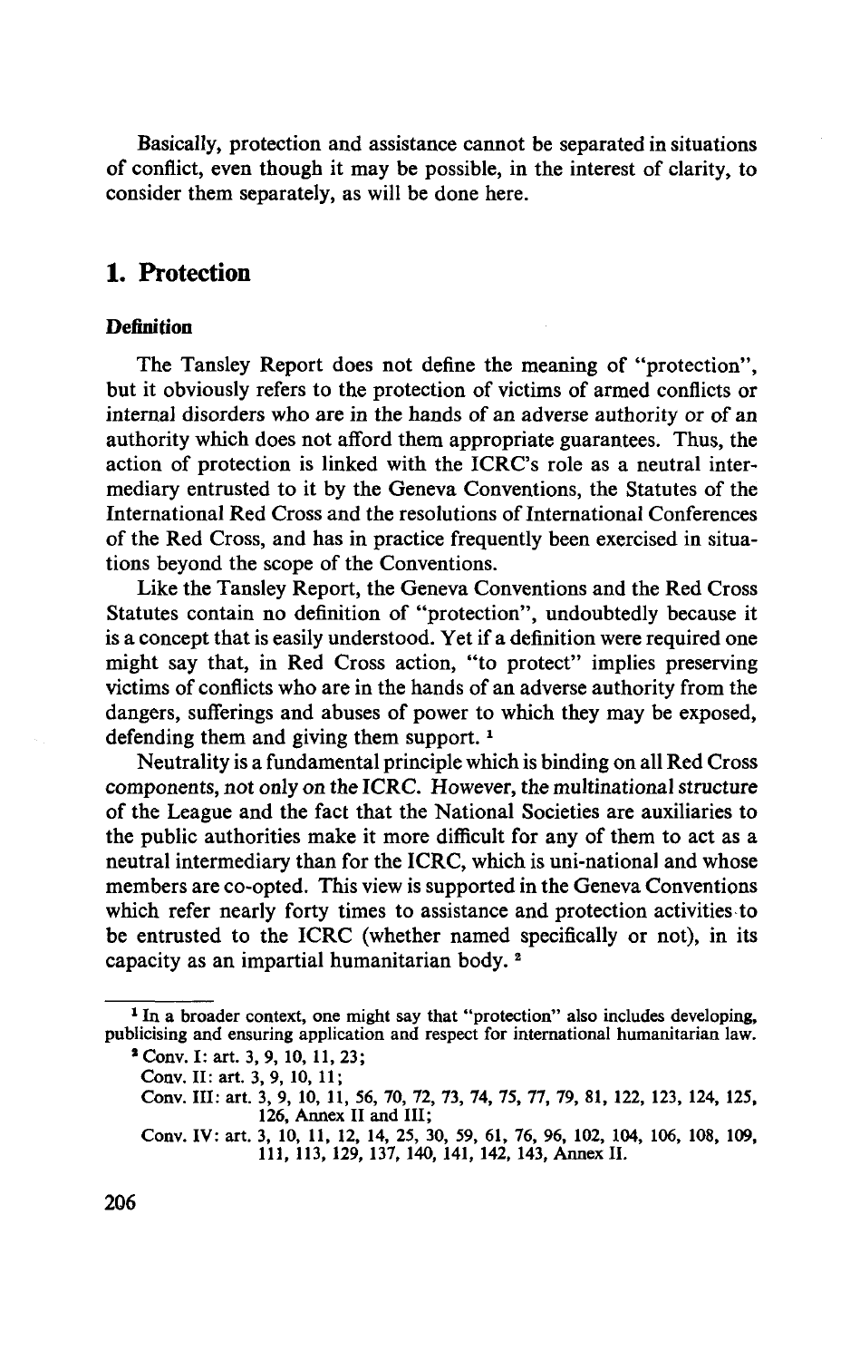Basically, protection and assistance cannot be separated in situations of conflict, even though it may be possible, in the interest of clarity, to consider them separately, as will be done here.

## 1. Protection

### Definition

The Tansley Report does not define the meaning of "protection", but it obviously refers to the protection of victims of armed conflicts or internal disorders who are in the hands of an adverse authority or of an authority which does not afford them appropriate guarantees. Thus, the action of protection is linked with the ICRC's role as a neutral intermediary entrusted to it by the Geneva Conventions, the Statutes of the International Red Cross and the resolutions of International Conferences of the Red Cross, and has in practice frequently been exercised in situations beyond the scope of the Conventions.

Like the Tansley Report, the Geneva Conventions and the Red Cross Statutes contain no definition of "protection", undoubtedly because it is a concept that is easily understood. Yet if a definition were required one might say that, in Red Cross action, "to protect" implies preserving victims of conflicts who are in the hands of an adverse authority from the dangers, sufferings and abuses of power to which they may be exposed, defending them and giving them support. [1]

Neutrality is a fundamental principle which is binding on all Red Cross components, not only on the ICRC. However, the multinational structure of the League and the fact that the National Societies are auxiliaries to the public authorities make it more difficult for any of them to act as a neutral intermediary than for the ICRC, which is uni-national and whose members are co-opted. This view is supported in the Geneva Conventions which refer nearly forty times to assistance and protection activities to be entrusted to the ICRC (whether named specifically or not), in its capacity as an impartial humanitarian body. [2]

---

[1] In a broader context, one might say that "protection" also includes developing, publicising and ensuring application and respect for international humanitarian law.

[2] Conv. I: art. 3, 9, 10, 11, 23;

Conv. II: art. 3, 9, 10, 11;

Conv. III: art. 3, 9, 10, 11, 56, 70, 72, 73, 74, 75, 77, 79, 81, 122, 123, 124, 125, 126, Annex II and III;

Conv. IV: art. 3, 10, 11, 12, 14, 25, 30, 59, 61, 76, 96, 102, 104, 106, 108, 109, 111, 113, 129, 137, 140, 141, 142, 143, Annex II.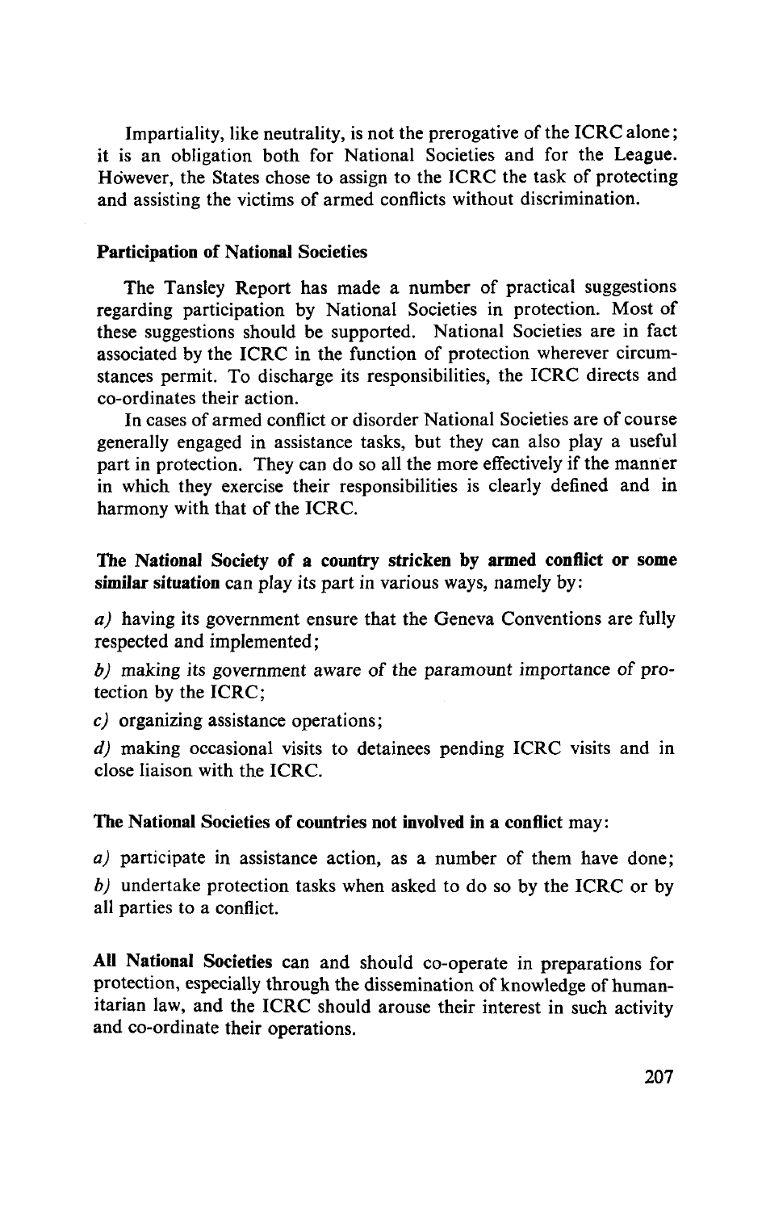Impartiality, like neutrality, is not the prerogative of the ICRC alone; it is an obligation both for National Societies and for the League. However, the States chose to assign to the ICRC the task of protecting and assisting the victims of armed conflicts without discrimination.

### Participation of National Societies

The Tansley Report has made a number of practical suggestions regarding participation by National Societies in protection. Most of these suggestions should be supported. National Societies are in fact associated by the ICRC in the function of protection wherever circumstances permit. To discharge its responsibilities, the ICRC directs and co-ordinates their action.

In cases of armed conflict or disorder National Societies are of course generally engaged in assistance tasks, but they can also play a useful part in protection. They can do so all the more effectively if the manner in which they exercise their responsibilities is clearly defined and in harmony with that of the ICRC.

**The National Society of a country stricken by armed conflict or some similar situation** can play its part in various ways, namely by:

*a)* having its government ensure that the Geneva Conventions are fully respected and implemented;

*b)* making its government aware of the paramount importance of protection by the ICRC;

*c)* organizing assistance operations;

*d)* making occasional visits to detainees pending ICRC visits and in close liaison with the ICRC.

**The National Societies of countries not involved in a conflict** may:

*a)* participate in assistance action, as a number of them have done;

*b)* undertake protection tasks when asked to do so by the ICRC or by all parties to a conflict.

**All National Societies** can and should co-operate in preparations for protection, especially through the dissemination of knowledge of humanitarian law, and the ICRC should arouse their interest in such activity and co-ordinate their operations.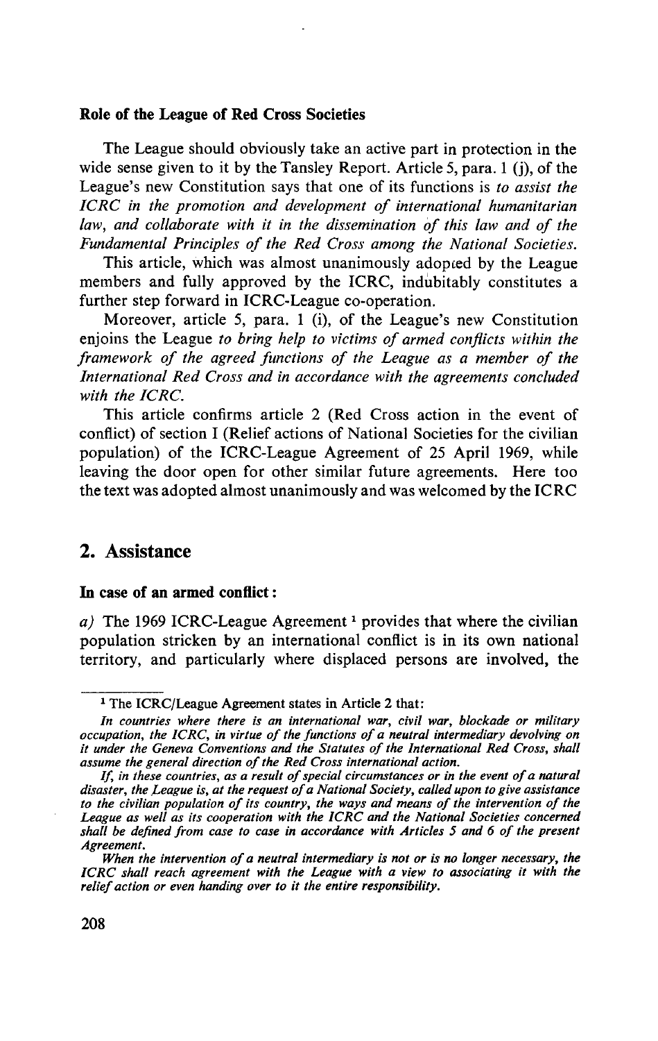**Role of the League of Red Cross Societies**

The League should obviously take an active part in protection in the wide sense given to it by the Tansley Report. Article 5, para. 1 (j), of the League's new Constitution says that one of its functions is *to assist the ICRC in the promotion and development of international humanitarian law, and collaborate with it in the dissemination of this law and of the Fundamental Principles of the Red Cross among the National Societies.*

This article, which was almost unanimously adopted by the League members and fully approved by the ICRC, indubitably constitutes a further step forward in ICRC-League co-operation.

Moreover, article 5, para. 1 (i), of the League's new Constitution enjoins the League *to bring help to victims of armed conflicts within the framework of the agreed functions of the League as a member of the International Red Cross and in accordance with the agreements concluded with the ICRC.*

This article confirms article 2 (Red Cross action in the event of conflict) of section I (Relief actions of National Societies for the civilian population) of the ICRC-League Agreement of 25 April 1969, while leaving the door open for other similar future agreements. Here too the text was adopted almost unanimously and was welcomed by the ICRC

## 2. Assistance

**In case of an armed conflict:**

*a)* The 1969 ICRC-League Agreement [1] provides that where the civilian population stricken by an international conflict is in its own national territory, and particularly where displaced persons are involved, the

---

[1] The ICRC/League Agreement states in Article 2 that:

*In countries where there is an international war, civil war, blockade or military occupation, the ICRC, in virtue of the functions of a neutral intermediary devolving on it under the Geneva Conventions and the Statutes of the International Red Cross, shall assume the general direction of the Red Cross international action.*

*If, in these countries, as a result of special circumstances or in the event of a natural disaster, the League is, at the request of a National Society, called upon to give assistance to the civilian population of its country, the ways and means of the intervention of the League as well as its cooperation with the ICRC and the National Societies concerned shall be defined from case to case in accordance with Articles 5 and 6 of the present Agreement.*

*When the intervention of a neutral intermediary is not or is no longer necessary, the ICRC shall reach agreement with the League with a view to associating it with the relief action or even handing over to it the entire responsibility.*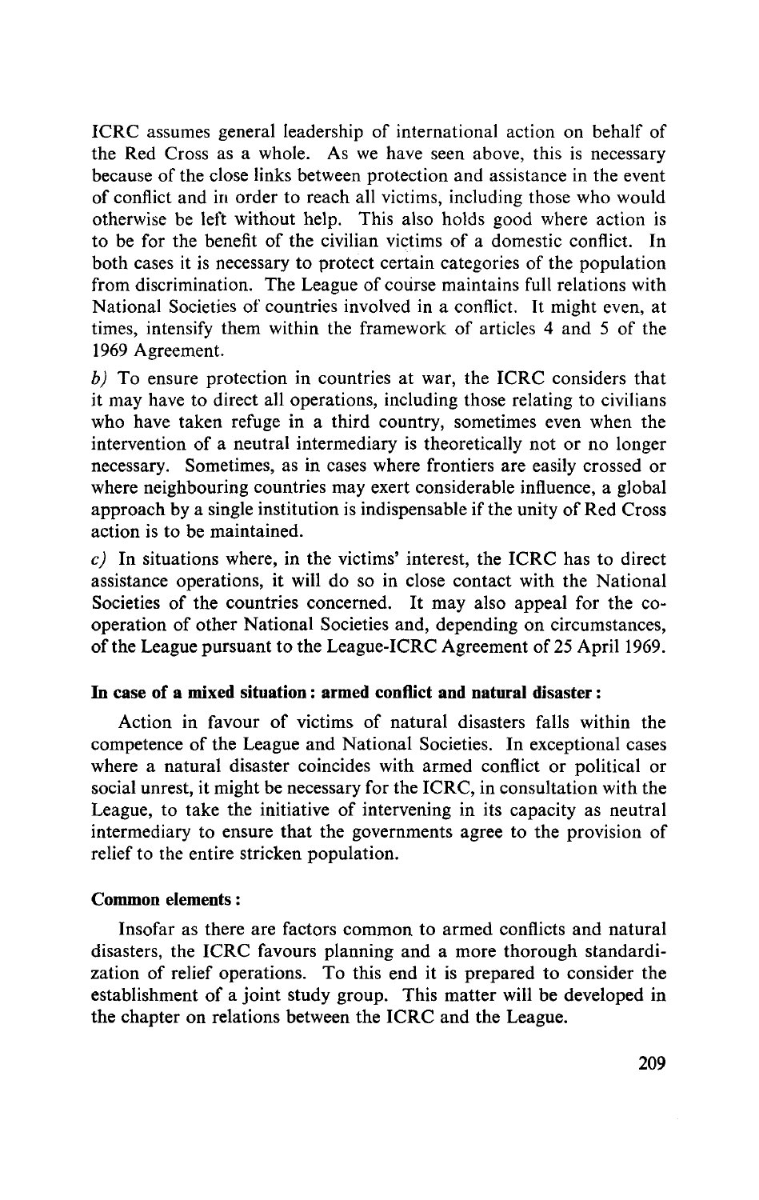ICRC assumes general leadership of international action on behalf of the Red Cross as a whole. As we have seen above, this is necessary because of the close links between protection and assistance in the event of conflict and in order to reach all victims, including those who would otherwise be left without help. This also holds good where action is to be for the benefit of the civilian victims of a domestic conflict. In both cases it is necessary to protect certain categories of the population from discrimination. The League of course maintains full relations with National Societies of countries involved in a conflict. It might even, at times, intensify them within the framework of articles 4 and 5 of the 1969 Agreement.

*b)* To ensure protection in countries at war, the ICRC considers that it may have to direct all operations, including those relating to civilians who have taken refuge in a third country, sometimes even when the intervention of a neutral intermediary is theoretically not or no longer necessary. Sometimes, as in cases where frontiers are easily crossed or where neighbouring countries may exert considerable influence, a global approach by a single institution is indispensable if the unity of Red Cross action is to be maintained.

*c)* In situations where, in the victims' interest, the ICRC has to direct assistance operations, it will do so in close contact with the National Societies of the countries concerned. It may also appeal for the co-operation of other National Societies and, depending on circumstances, of the League pursuant to the League-ICRC Agreement of 25 April 1969.

**In case of a mixed situation: armed conflict and natural disaster:**

Action in favour of victims of natural disasters falls within the competence of the League and National Societies. In exceptional cases where a natural disaster coincides with armed conflict or political or social unrest, it might be necessary for the ICRC, in consultation with the League, to take the initiative of intervening in its capacity as neutral intermediary to ensure that the governments agree to the provision of relief to the entire stricken population.

**Common elements:**

Insofar as there are factors common to armed conflicts and natural disasters, the ICRC favours planning and a more thorough standardization of relief operations. To this end it is prepared to consider the establishment of a joint study group. This matter will be developed in the chapter on relations between the ICRC and the League.